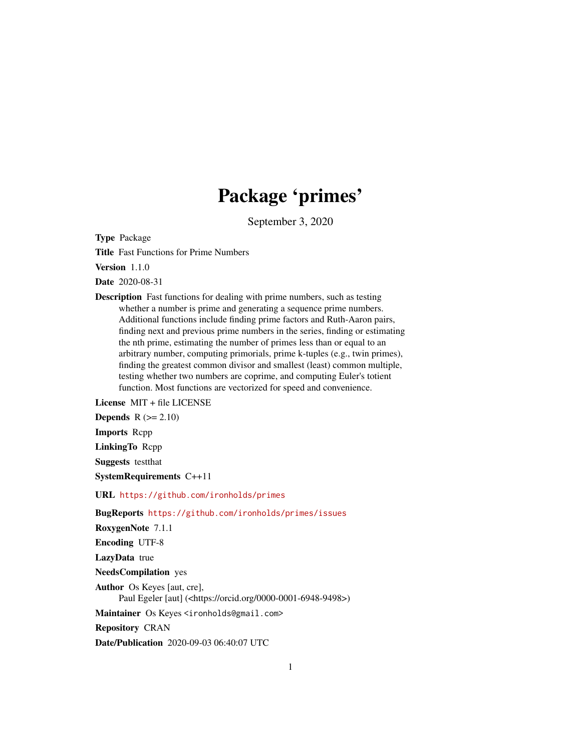# Package 'primes'

September 3, 2020

**Type** Package

**Title** Fast Functions for Prime Numbers

**Version** 1.1.0

**Date** 2020-08-31

**Description** Fast functions for dealing with prime numbers, such as testing whether a number is prime and generating a sequence prime numbers. Additional functions include finding prime factors and Ruth-Aaron pairs, finding next and previous prime numbers in the series, finding or estimating the nth prime, estimating the number of primes less than or equal to an arbitrary number, computing primorials, prime k-tuples (e.g., twin primes), finding the greatest common divisor and smallest (least) common multiple, testing whether two numbers are coprime, and computing Euler's totient function. Most functions are vectorized for speed and convenience.

**License** MIT + file LICENSE

**Depends** R (>= 2.10)

**Imports** Rcpp

**LinkingTo** Rcpp

**Suggests** testthat

**SystemRequirements** C++11

**URL** https://github.com/ironholds/primes

**BugReports** https://github.com/ironholds/primes/issues

**RoxygenNote** 7.1.1

**Encoding** UTF-8

**LazyData** true

**NeedsCompilation** yes

**Author** Os Keyes [aut, cre],
Paul Egeler [aut] (<https://orcid.org/0000-0001-6948-9498>)

**Maintainer** Os Keyes <ironholds@gmail.com>

**Repository** CRAN

**Date/Publication** 2020-09-03 06:40:07 UTC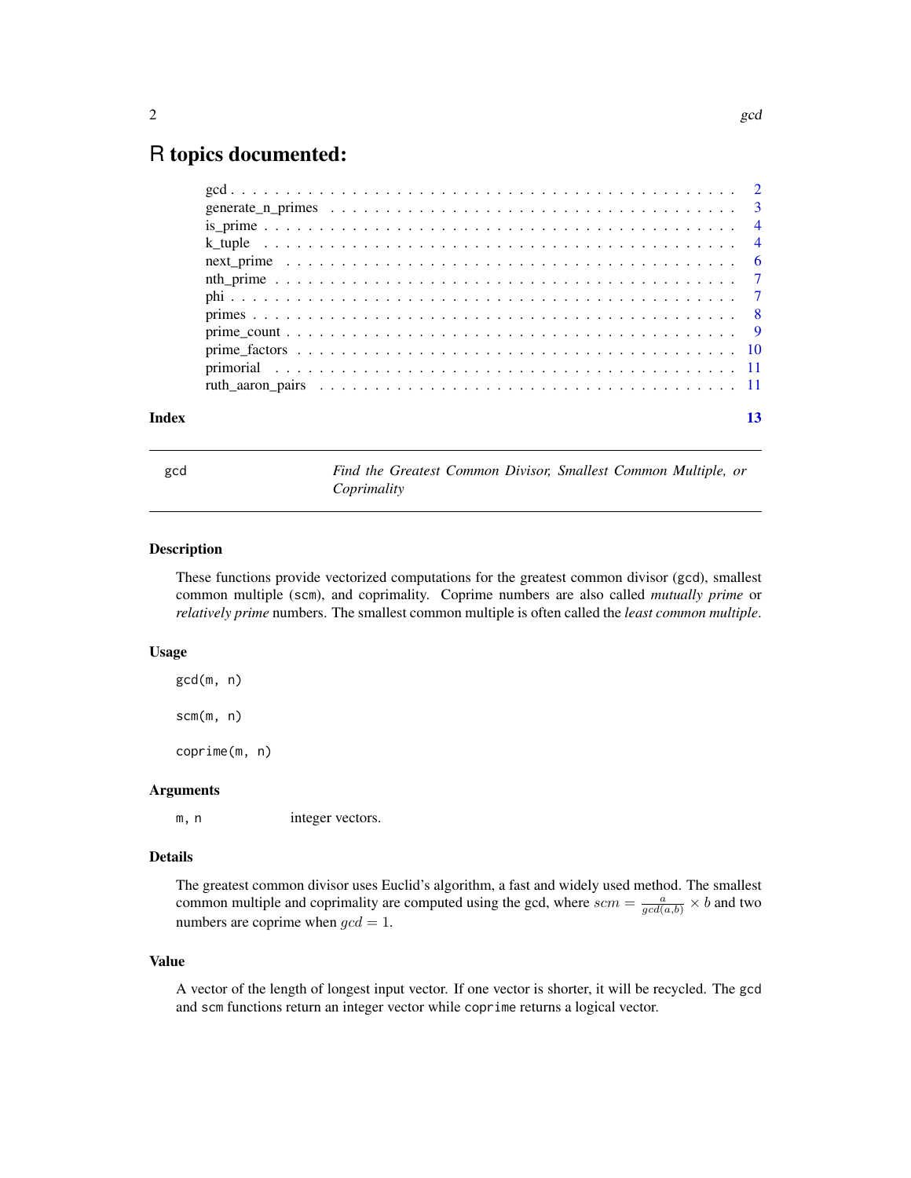# R topics documented:

| | |
|---|---|
| gcd | 2 |
| generate_n_primes | 3 |
| is_prime | 4 |
| k_tuple | 4 |
| next_prime | 6 |
| nth_prime | 7 |
| phi | 7 |
| primes | 8 |
| prime_count | 9 |
| prime_factors | 10 |
| primorial | 11 |
| ruth_aaron_pairs | 11 |

**Index** **13**

---

`gcd` *Find the Greatest Common Divisor, Smallest Common Multiple, or Coprimality*

---

## Description

These functions provide vectorized computations for the greatest common divisor (`gcd`), smallest common multiple (`scm`), and coprimality. Coprime numbers are also called *mutually prime* or *relatively prime* numbers. The smallest common multiple is often called the *least common multiple*.

## Usage

```
gcd(m, n)

scm(m, n)

coprime(m, n)
```

## Arguments

`m, n` integer vectors.

## Details

The greatest common divisor uses Euclid's algorithm, a fast and widely used method. The smallest common multiple and coprimality are computed using the gcd, where $scm = \frac{a}{gcd(a,b)} \times b$ and two numbers are coprime when $gcd = 1$.

## Value

A vector of the length of longest input vector. If one vector is shorter, it will be recycled. The `gcd` and `scm` functions return an integer vector while `coprime` returns a logical vector.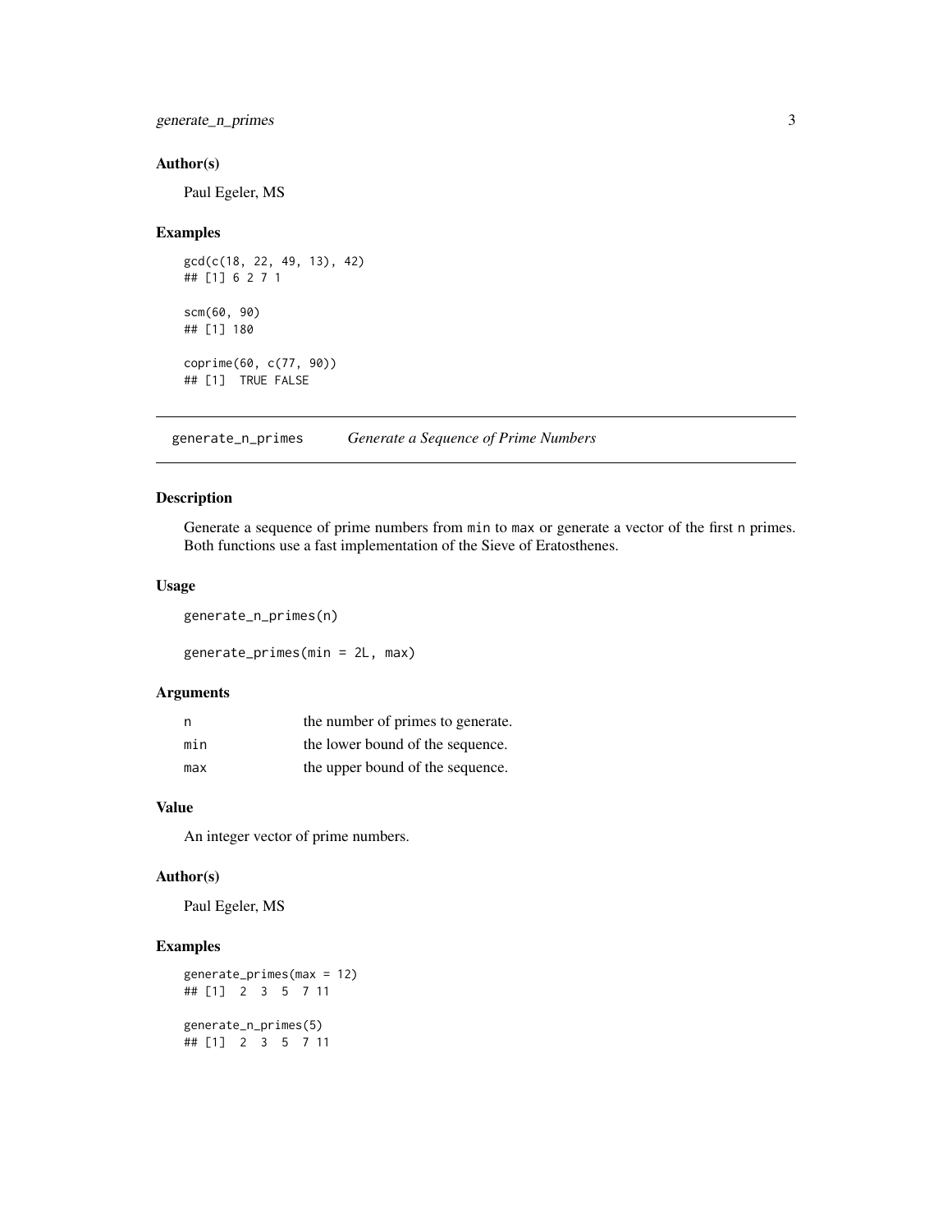### Author(s)

Paul Egeler, MS

### Examples

```
gcd(c(18, 22, 49, 13), 42)
## [1] 6 2 7 1

scm(60, 90)
## [1] 180

coprime(60, c(77, 90))
## [1]  TRUE FALSE
```

---

## generate_n_primes    *Generate a Sequence of Prime Numbers*

---

### Description

Generate a sequence of prime numbers from `min` to `max` or generate a vector of the first `n` primes. Both functions use a fast implementation of the Sieve of Eratosthenes.

### Usage

```
generate_n_primes(n)

generate_primes(min = 2L, max)
```

### Arguments

| | |
|---|---|
| `n` | the number of primes to generate. |
| `min` | the lower bound of the sequence. |
| `max` | the upper bound of the sequence. |

### Value

An integer vector of prime numbers.

### Author(s)

Paul Egeler, MS

### Examples

```
generate_primes(max = 12)
## [1]  2  3  5  7 11

generate_n_primes(5)
## [1]  2  3  5  7 11
```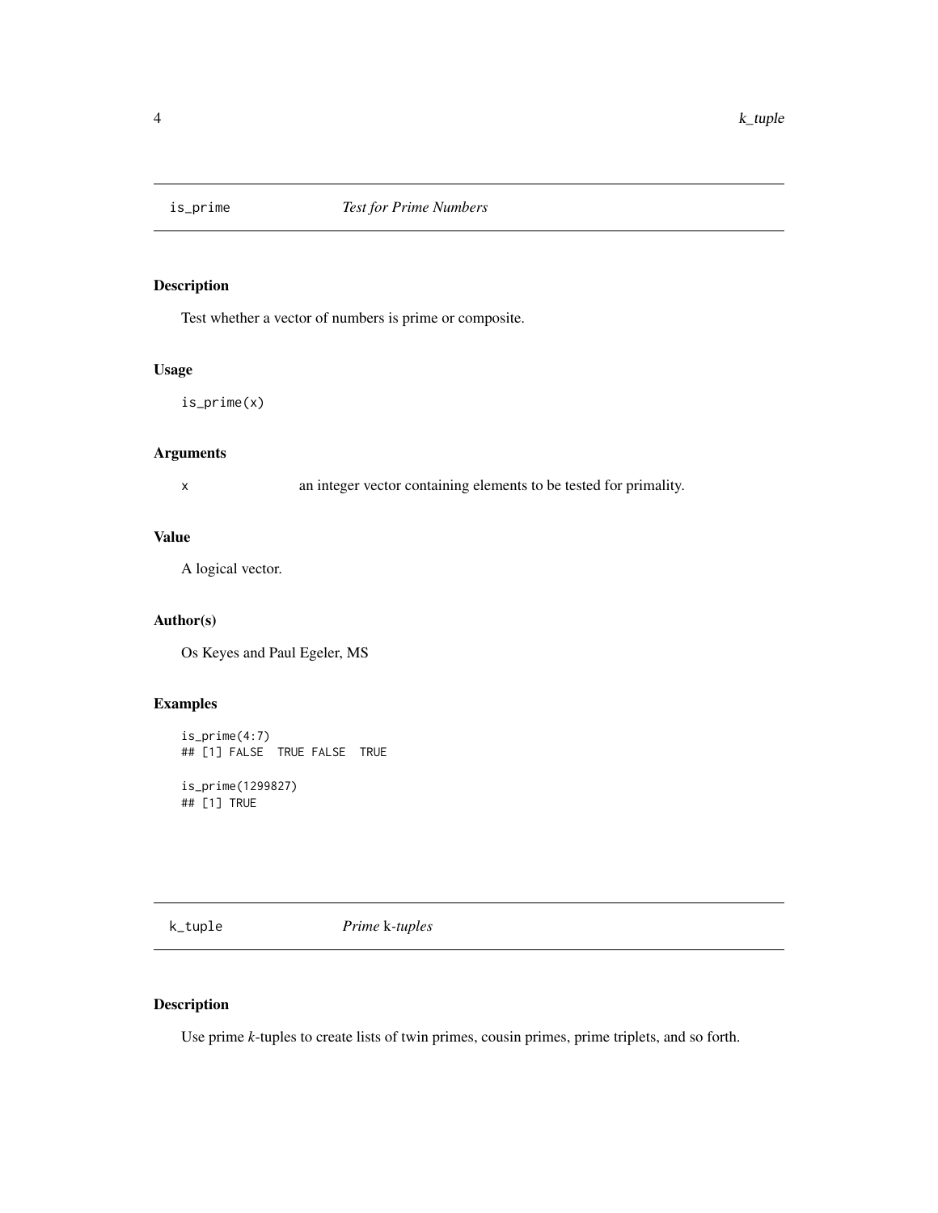## is_prime *Test for Prime Numbers*

### Description

Test whether a vector of numbers is prime or composite.

### Usage

```
is_prime(x)
```

### Arguments

| | |
|---|---|
| x | an integer vector containing elements to be tested for primality. |

### Value

A logical vector.

### Author(s)

Os Keyes and Paul Egeler, MS

### Examples

```
is_prime(4:7)
## [1] FALSE  TRUE FALSE  TRUE

is_prime(1299827)
## [1] TRUE
```

## k_tuple *Prime* k*-tuples*

### Description

Use prime *k*-tuples to create lists of twin primes, cousin primes, prime triplets, and so forth.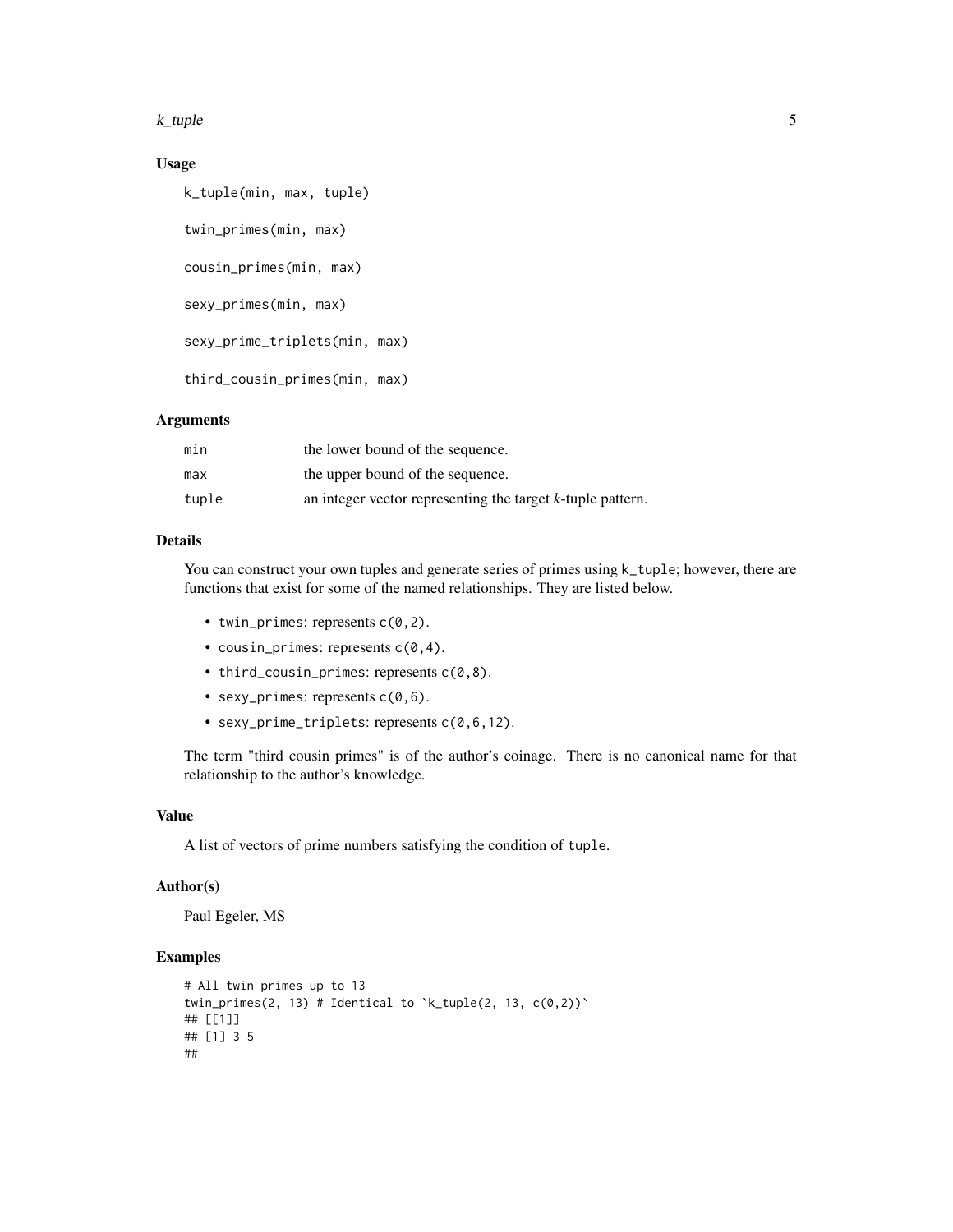### Usage

```
k_tuple(min, max, tuple)

twin_primes(min, max)

cousin_primes(min, max)

sexy_primes(min, max)

sexy_prime_triplets(min, max)

third_cousin_primes(min, max)
```

### Arguments

| | |
|---|---|
| `min` | the lower bound of the sequence. |
| `max` | the upper bound of the sequence. |
| `tuple` | an integer vector representing the target *k*-tuple pattern. |

### Details

You can construct your own tuples and generate series of primes using `k_tuple`; however, there are functions that exist for some of the named relationships. They are listed below.

- `twin_primes`: represents `c(0,2)`.
- `cousin_primes`: represents `c(0,4)`.
- `third_cousin_primes`: represents `c(0,8)`.
- `sexy_primes`: represents `c(0,6)`.
- `sexy_prime_triplets`: represents `c(0,6,12)`.

The term "third cousin primes" is of the author's coinage. There is no canonical name for that relationship to the author's knowledge.

### Value

A list of vectors of prime numbers satisfying the condition of `tuple`.

### Author(s)

Paul Egeler, MS

### Examples

```
# All twin primes up to 13
twin_primes(2, 13) # Identical to `k_tuple(2, 13, c(0,2))`
## [[1]]
## [1] 3 5
##
```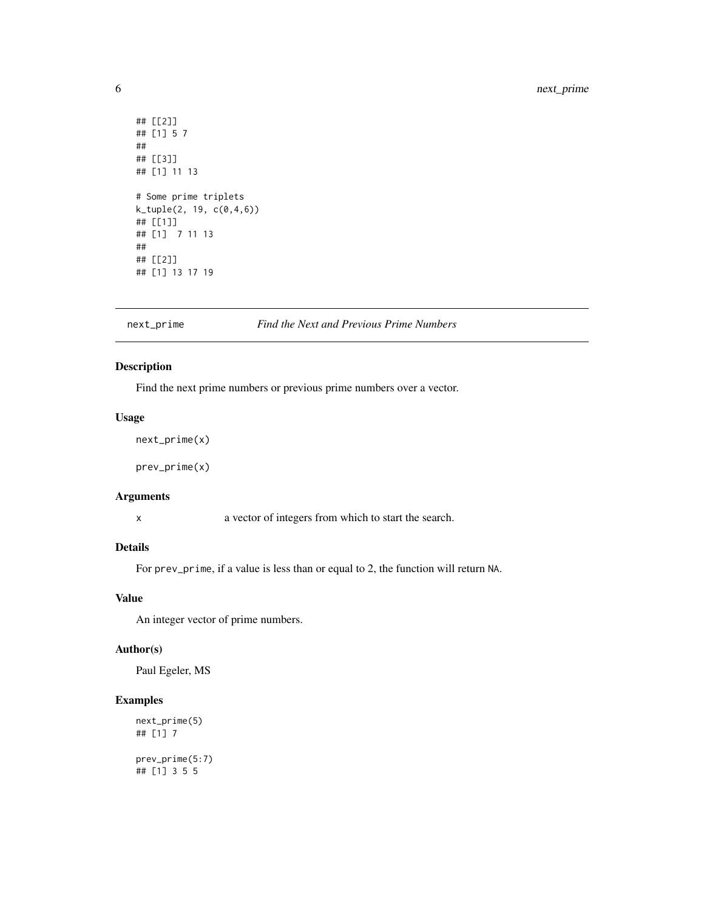```
## [[2]]
## [1] 5 7
##
## [[3]]
## [1] 11 13

# Some prime triplets
k_tuple(2, 19, c(0,4,6))
## [[1]]
## [1]  7 11 13
##
## [[2]]
## [1] 13 17 19
```

## next_prime — *Find the Next and Previous Prime Numbers*

### Description

Find the next prime numbers or previous prime numbers over a vector.

### Usage

```
next_prime(x)

prev_prime(x)
```

### Arguments

| | |
|---|---|
| x | a vector of integers from which to start the search. |

### Details

For prev_prime, if a value is less than or equal to 2, the function will return NA.

### Value

An integer vector of prime numbers.

### Author(s)

Paul Egeler, MS

### Examples

```
next_prime(5)
## [1] 7

prev_prime(5:7)
## [1] 3 5 5
```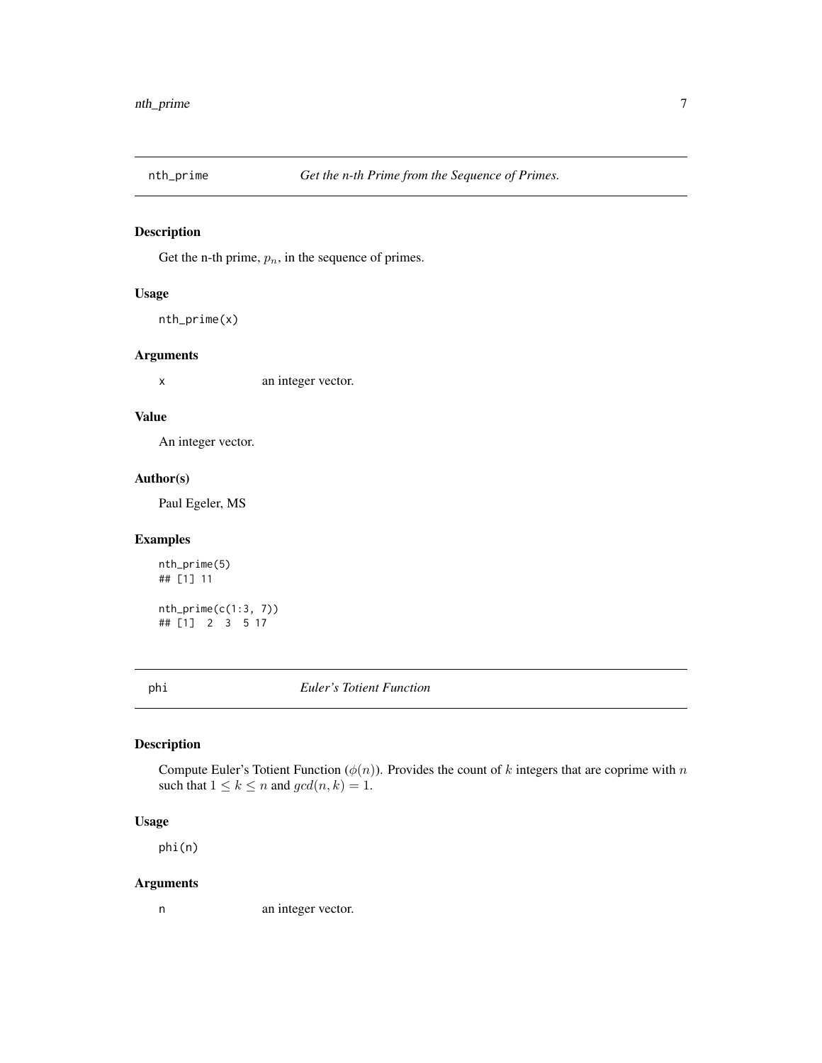## nth_prime — *Get the n-th Prime from the Sequence of Primes.*

### Description

Get the n-th prime, $p_n$, in the sequence of primes.

### Usage

```
nth_prime(x)
```

### Arguments

| | |
|---|---|
| x | an integer vector. |

### Value

An integer vector.

### Author(s)

Paul Egeler, MS

### Examples

```
nth_prime(5)
## [1] 11

nth_prime(c(1:3, 7))
## [1]  2  3  5 17
```

## phi — *Euler's Totient Function*

### Description

Compute Euler's Totient Function ($\phi(n)$). Provides the count of $k$ integers that are coprime with $n$ such that $1 \leq k \leq n$ and $gcd(n, k) = 1$.

### Usage

```
phi(n)
```

### Arguments

| | |
|---|---|
| n | an integer vector. |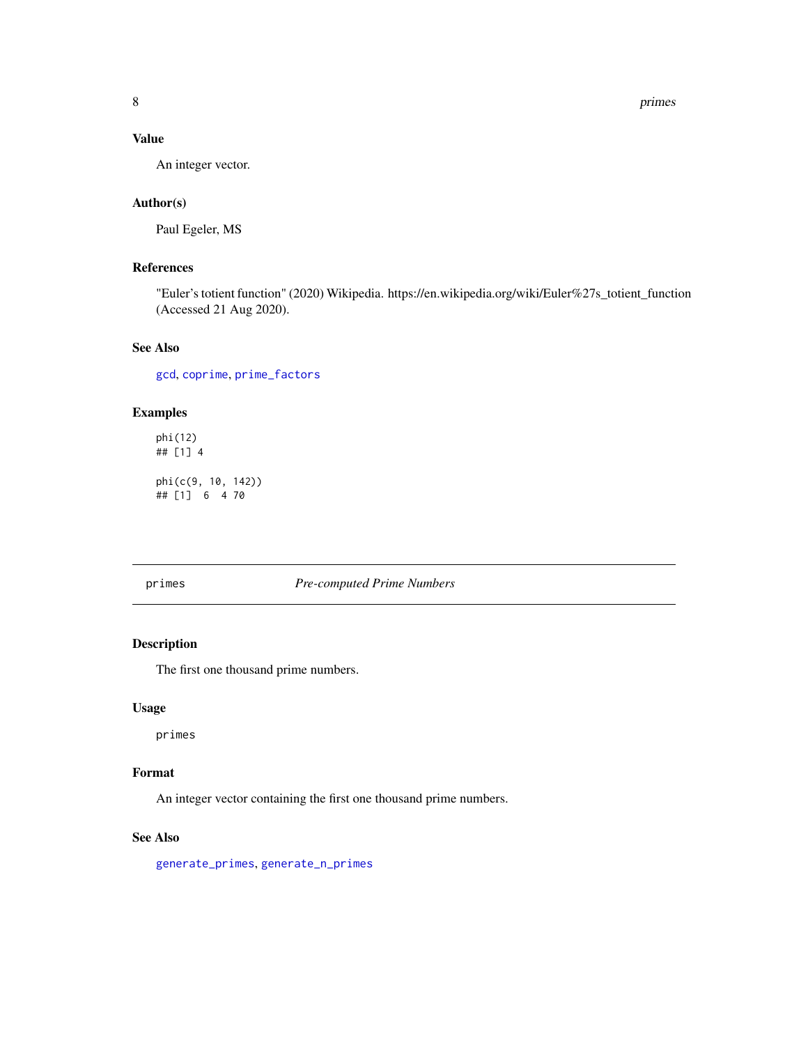### Value

An integer vector.

### Author(s)

Paul Egeler, MS

### References

"Euler's totient function" (2020) Wikipedia. https://en.wikipedia.org/wiki/Euler%27s_totient_function (Accessed 21 Aug 2020).

### See Also

gcd, coprime, prime_factors

### Examples

```
phi(12)
## [1] 4

phi(c(9, 10, 142))
## [1]  6  4 70
```

---

## primes — *Pre-computed Prime Numbers*

---

### Description

The first one thousand prime numbers.

### Usage

```
primes
```

### Format

An integer vector containing the first one thousand prime numbers.

### See Also

generate_primes, generate_n_primes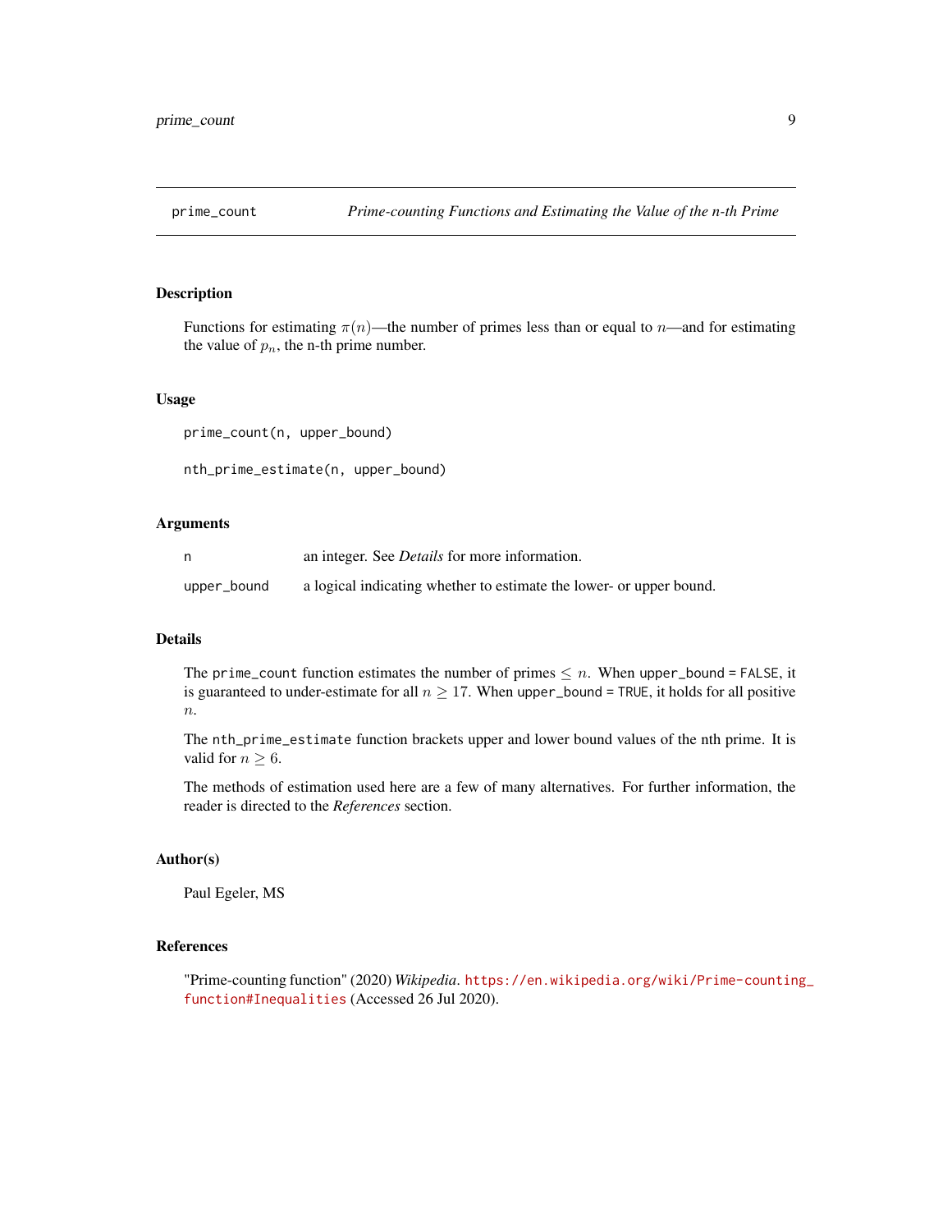# prime_count — *Prime-counting Functions and Estimating the Value of the n-th Prime*

## Description

Functions for estimating $\pi(n)$—the number of primes less than or equal to $n$—and for estimating the value of $p_n$, the n-th prime number.

## Usage

```
prime_count(n, upper_bound)

nth_prime_estimate(n, upper_bound)
```

## Arguments

| | |
|---|---|
| `n` | an integer. See *Details* for more information. |
| `upper_bound` | a logical indicating whether to estimate the lower- or upper bound. |

## Details

The `prime_count` function estimates the number of primes $\leq n$. When `upper_bound = FALSE`, it is guaranteed to under-estimate for all $n \geq 17$. When `upper_bound = TRUE`, it holds for all positive $n$.

The `nth_prime_estimate` function brackets upper and lower bound values of the nth prime. It is valid for $n \geq 6$.

The methods of estimation used here are a few of many alternatives. For further information, the reader is directed to the *References* section.

## Author(s)

Paul Egeler, MS

## References

"Prime-counting function" (2020) *Wikipedia*. https://en.wikipedia.org/wiki/Prime-counting_function#Inequalities (Accessed 26 Jul 2020).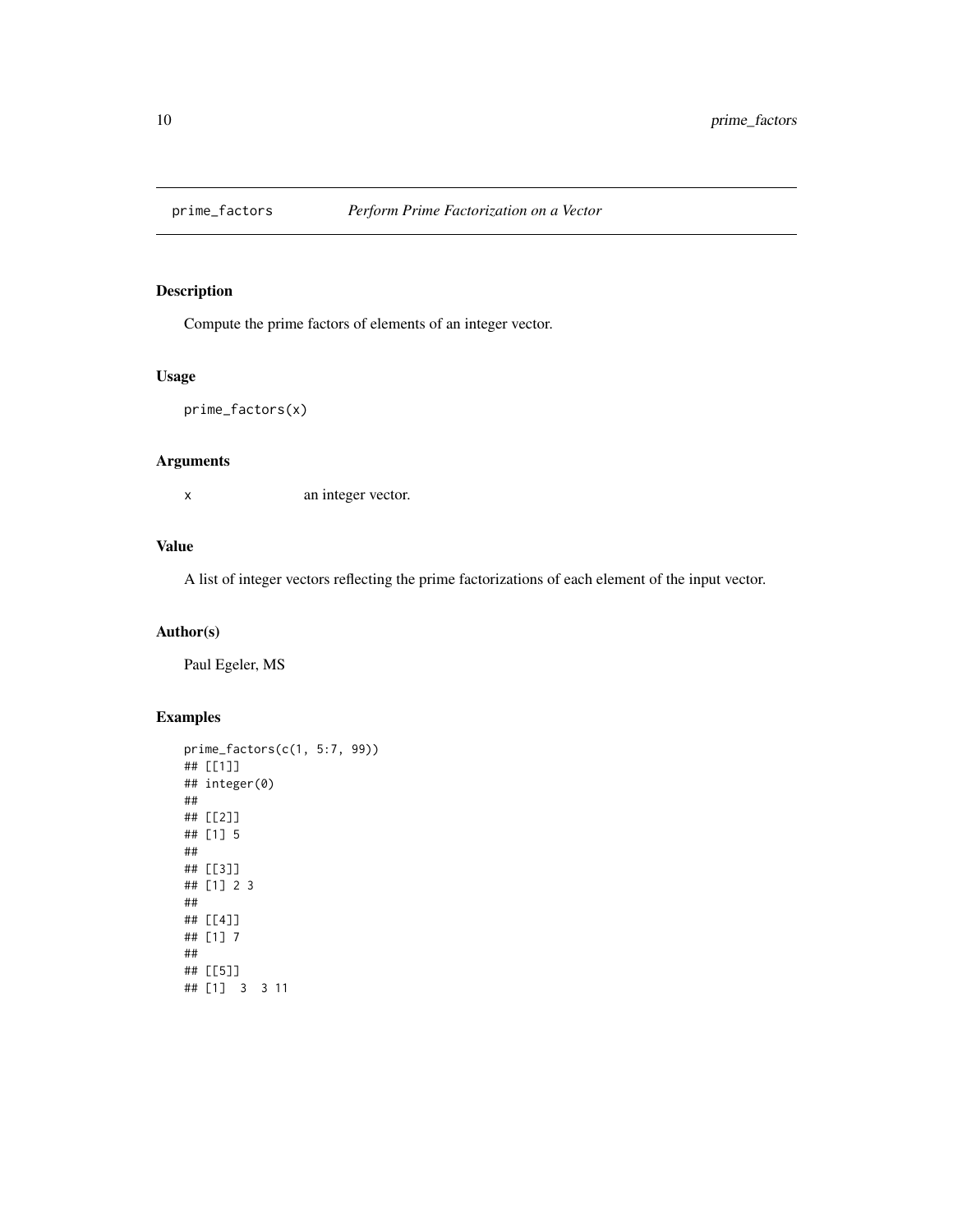prime_factors *Perform Prime Factorization on a Vector*

## Description

Compute the prime factors of elements of an integer vector.

## Usage

```
prime_factors(x)
```

## Arguments

x an integer vector.

## Value

A list of integer vectors reflecting the prime factorizations of each element of the input vector.

## Author(s)

Paul Egeler, MS

## Examples

```
prime_factors(c(1, 5:7, 99))
## [[1]]
## integer(0)
##
## [[2]]
## [1] 5
##
## [[3]]
## [1] 2 3
##
## [[4]]
## [1] 7
##
## [[5]]
## [1]  3  3 11
```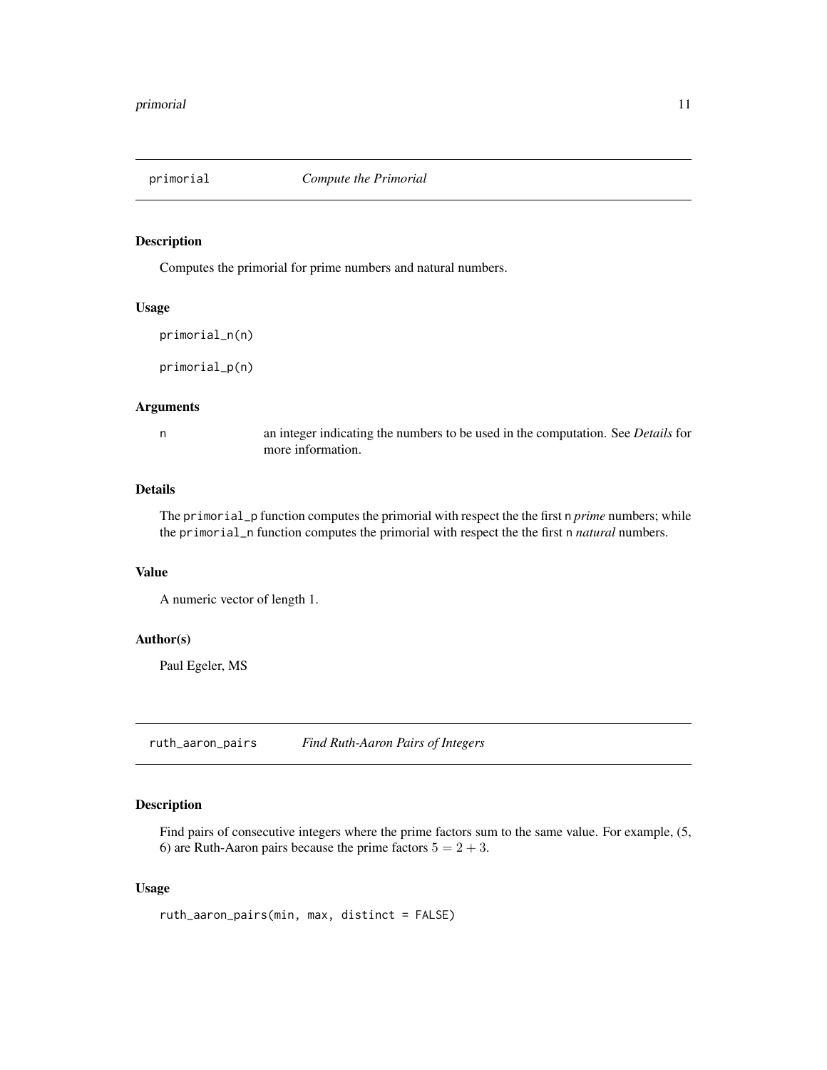## primorial — *Compute the Primorial*

### Description

Computes the primorial for prime numbers and natural numbers.

### Usage

```
primorial_n(n)

primorial_p(n)
```

### Arguments

| | |
|---|---|
| n | an integer indicating the numbers to be used in the computation. See *Details* for more information. |

### Details

The `primorial_p` function computes the primorial with respect the the first `n` *prime* numbers; while the `primorial_n` function computes the primorial with respect the the first `n` *natural* numbers.

### Value

A numeric vector of length 1.

### Author(s)

Paul Egeler, MS

## ruth_aaron_pairs — *Find Ruth-Aaron Pairs of Integers*

### Description

Find pairs of consecutive integers where the prime factors sum to the same value. For example, (5, 6) are Ruth-Aaron pairs because the prime factors $5 = 2 + 3$.

### Usage

```
ruth_aaron_pairs(min, max, distinct = FALSE)
```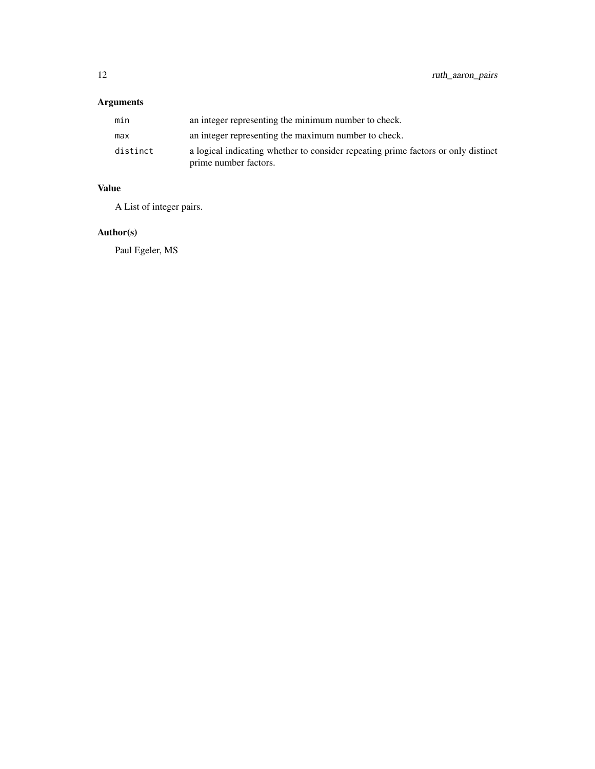## Arguments

| | |
|---|---|
| `min` | an integer representing the minimum number to check. |
| `max` | an integer representing the maximum number to check. |
| `distinct` | a logical indicating whether to consider repeating prime factors or only distinct prime number factors. |

## Value

A List of integer pairs.

## Author(s)

Paul Egeler, MS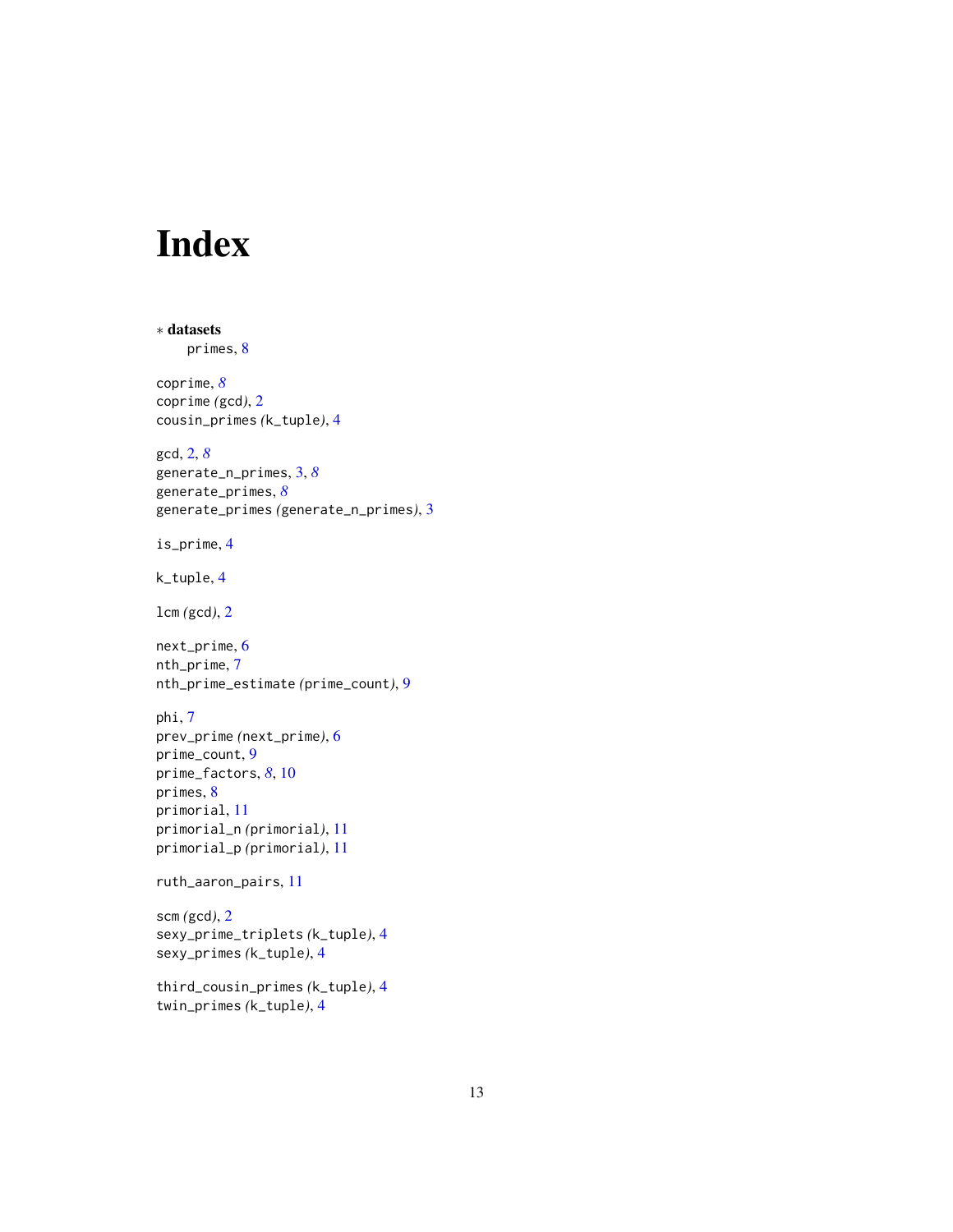# Index

∗ **datasets**
    primes, 8

coprime, *8*
coprime *(*gcd*)*, 2
cousin_primes *(*k_tuple*)*, 4

gcd, 2, *8*
generate_n_primes, 3, *8*
generate_primes, *8*
generate_primes *(*generate_n_primes*)*, 3

is_prime, 4

k_tuple, 4

lcm *(*gcd*)*, 2

next_prime, 6
nth_prime, 7
nth_prime_estimate *(*prime_count*)*, 9

phi, 7
prev_prime *(*next_prime*)*, 6
prime_count, 9
prime_factors, *8*, 10
primes, 8
primorial, 11
primorial_n *(*primorial*)*, 11
primorial_p *(*primorial*)*, 11

ruth_aaron_pairs, 11

scm *(*gcd*)*, 2
sexy_prime_triplets *(*k_tuple*)*, 4
sexy_primes *(*k_tuple*)*, 4

third_cousin_primes *(*k_tuple*)*, 4
twin_primes *(*k_tuple*)*, 4